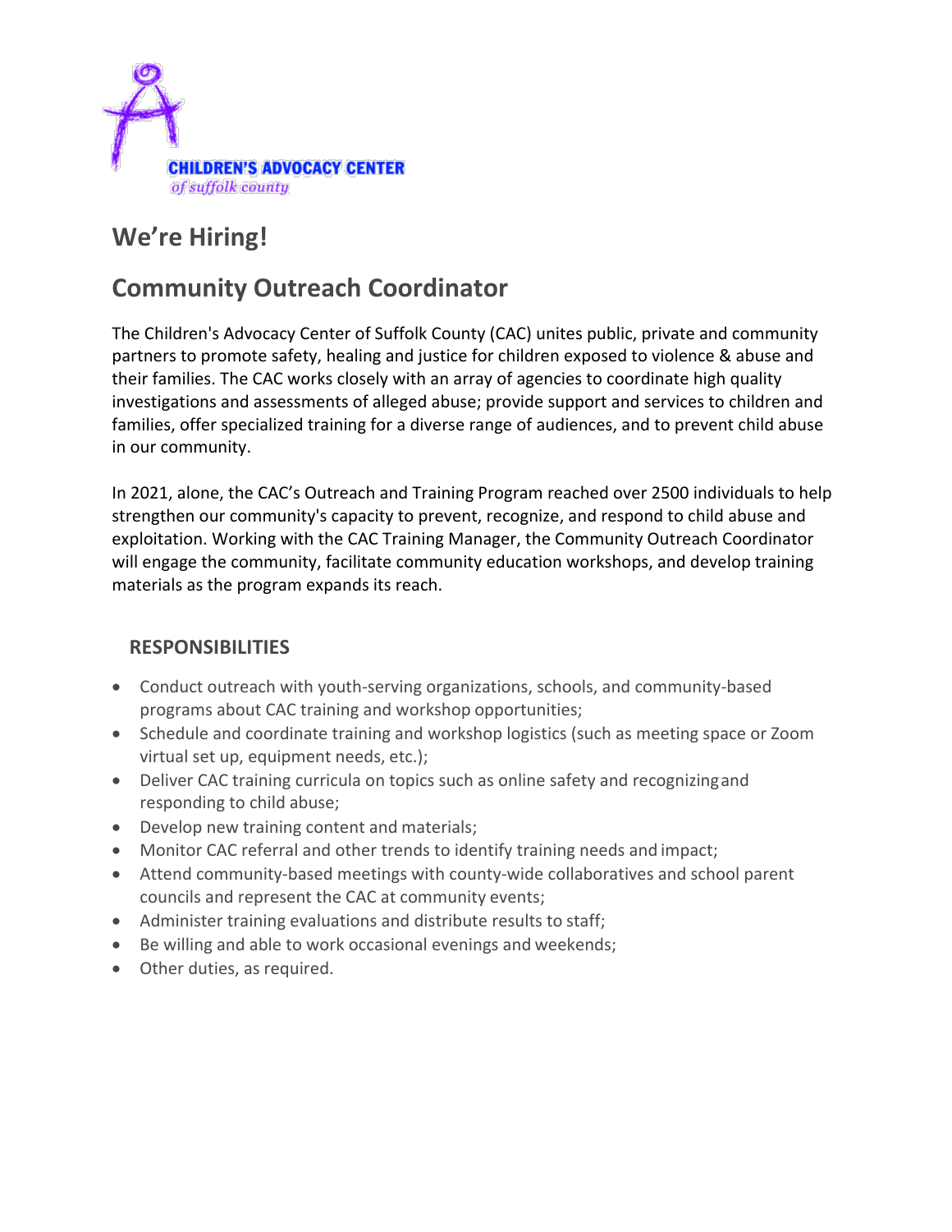CHILDREN'S ADVOCACY CENTER
*of suffolk county*

# We're Hiring!

## Community Outreach Coordinator

The Children's Advocacy Center of Suffolk County (CAC) unites public, private and community partners to promote safety, healing and justice for children exposed to violence & abuse and their families. The CAC works closely with an array of agencies to coordinate high quality investigations and assessments of alleged abuse; provide support and services to children and families, offer specialized training for a diverse range of audiences, and to prevent child abuse in our community.

In 2021, alone, the CAC's Outreach and Training Program reached over 2500 individuals to help strengthen our community's capacity to prevent, recognize, and respond to child abuse and exploitation. Working with the CAC Training Manager, the Community Outreach Coordinator will engage the community, facilitate community education workshops, and develop training materials as the program expands its reach.

### RESPONSIBILITIES

- Conduct outreach with youth-serving organizations, schools, and community-based programs about CAC training and workshop opportunities;
- Schedule and coordinate training and workshop logistics (such as meeting space or Zoom virtual set up, equipment needs, etc.);
- Deliver CAC training curricula on topics such as online safety and recognizing and responding to child abuse;
- Develop new training content and materials;
- Monitor CAC referral and other trends to identify training needs and impact;
- Attend community-based meetings with county-wide collaboratives and school parent councils and represent the CAC at community events;
- Administer training evaluations and distribute results to staff;
- Be willing and able to work occasional evenings and weekends;
- Other duties, as required.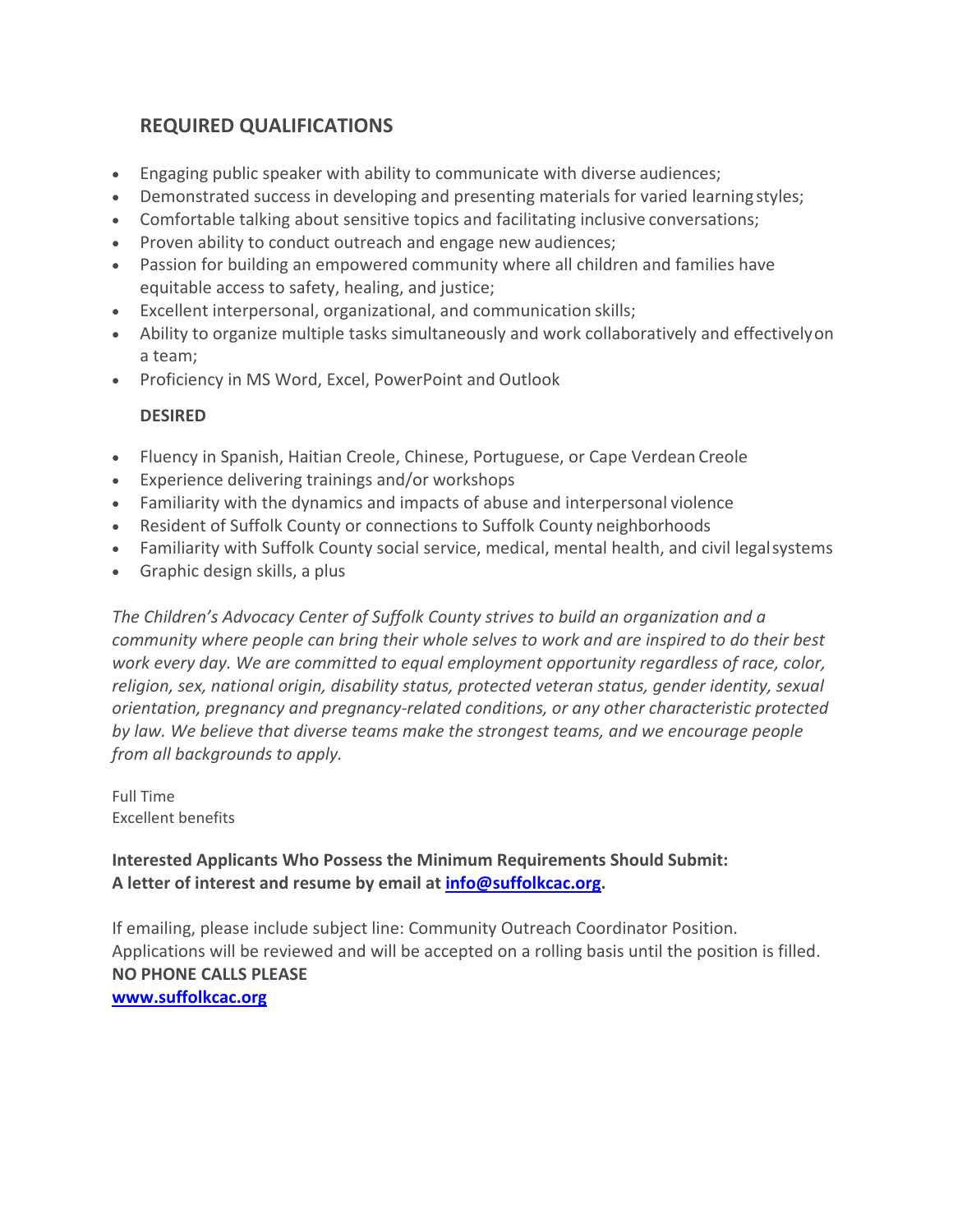## REQUIRED QUALIFICATIONS

- Engaging public speaker with ability to communicate with diverse audiences;
- Demonstrated success in developing and presenting materials for varied learning styles;
- Comfortable talking about sensitive topics and facilitating inclusive conversations;
- Proven ability to conduct outreach and engage new audiences;
- Passion for building an empowered community where all children and families have equitable access to safety, healing, and justice;
- Excellent interpersonal, organizational, and communication skills;
- Ability to organize multiple tasks simultaneously and work collaboratively and effectively on a team;
- Proficiency in MS Word, Excel, PowerPoint and Outlook

**DESIRED**

- Fluency in Spanish, Haitian Creole, Chinese, Portuguese, or Cape Verdean Creole
- Experience delivering trainings and/or workshops
- Familiarity with the dynamics and impacts of abuse and interpersonal violence
- Resident of Suffolk County or connections to Suffolk County neighborhoods
- Familiarity with Suffolk County social service, medical, mental health, and civil legal systems
- Graphic design skills, a plus

*The Children's Advocacy Center of Suffolk County strives to build an organization and a community where people can bring their whole selves to work and are inspired to do their best work every day. We are committed to equal employment opportunity regardless of race, color, religion, sex, national origin, disability status, protected veteran status, gender identity, sexual orientation, pregnancy and pregnancy-related conditions, or any other characteristic protected by law. We believe that diverse teams make the strongest teams, and we encourage people from all backgrounds to apply.*

Full Time
Excellent benefits

**Interested Applicants Who Possess the Minimum Requirements Should Submit:**
**A letter of interest and resume by email at info@suffolkcac.org.**

If emailing, please include subject line: Community Outreach Coordinator Position.
Applications will be reviewed and will be accepted on a rolling basis until the position is filled.
**NO PHONE CALLS PLEASE**
**www.suffolkcac.org**